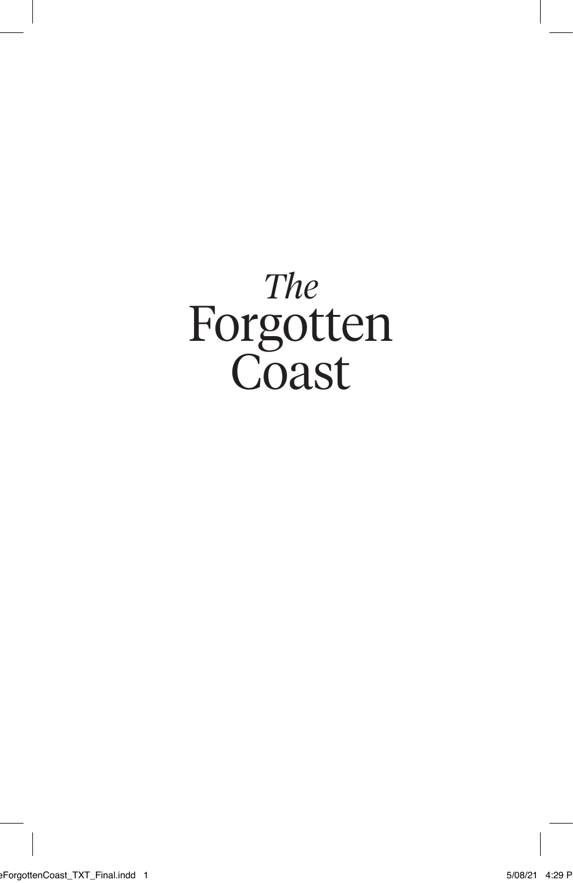# *The* Forgotten Coast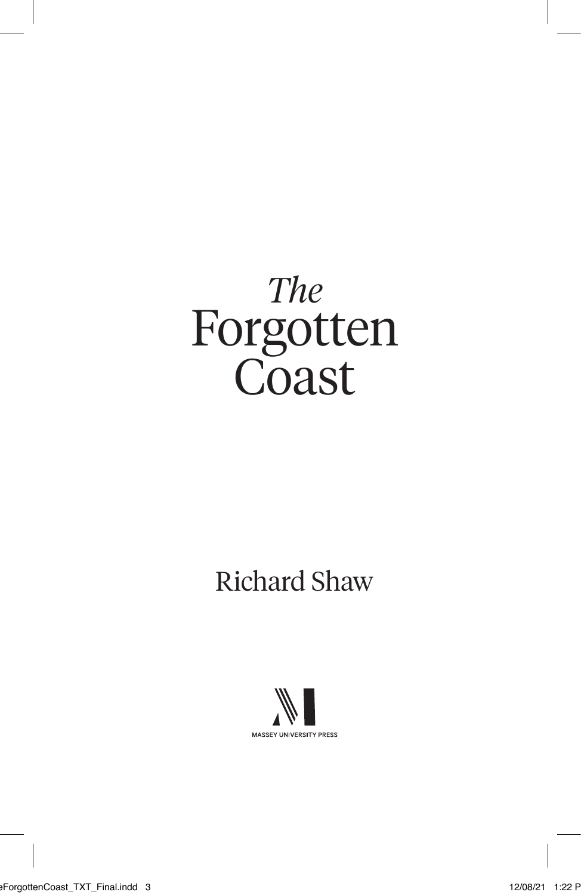# *The* Forgotten Coast

Richard Shaw

MASSEY UNIVERSITY PRESS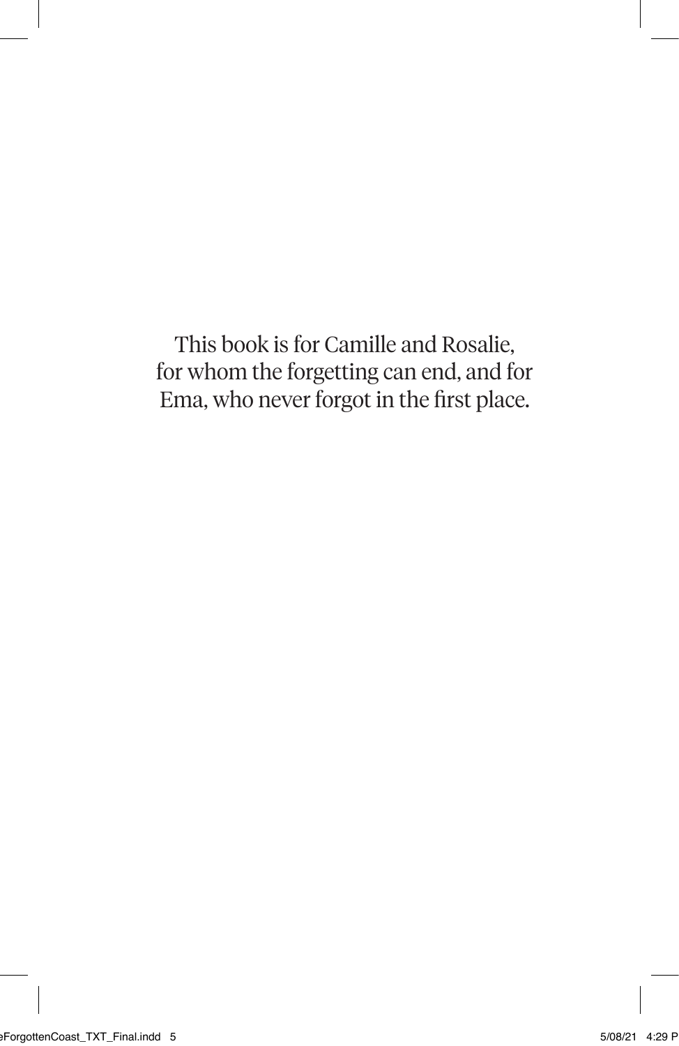This book is for Camille and Rosalie, for whom the forgetting can end, and for Ema, who never forgot in the first place.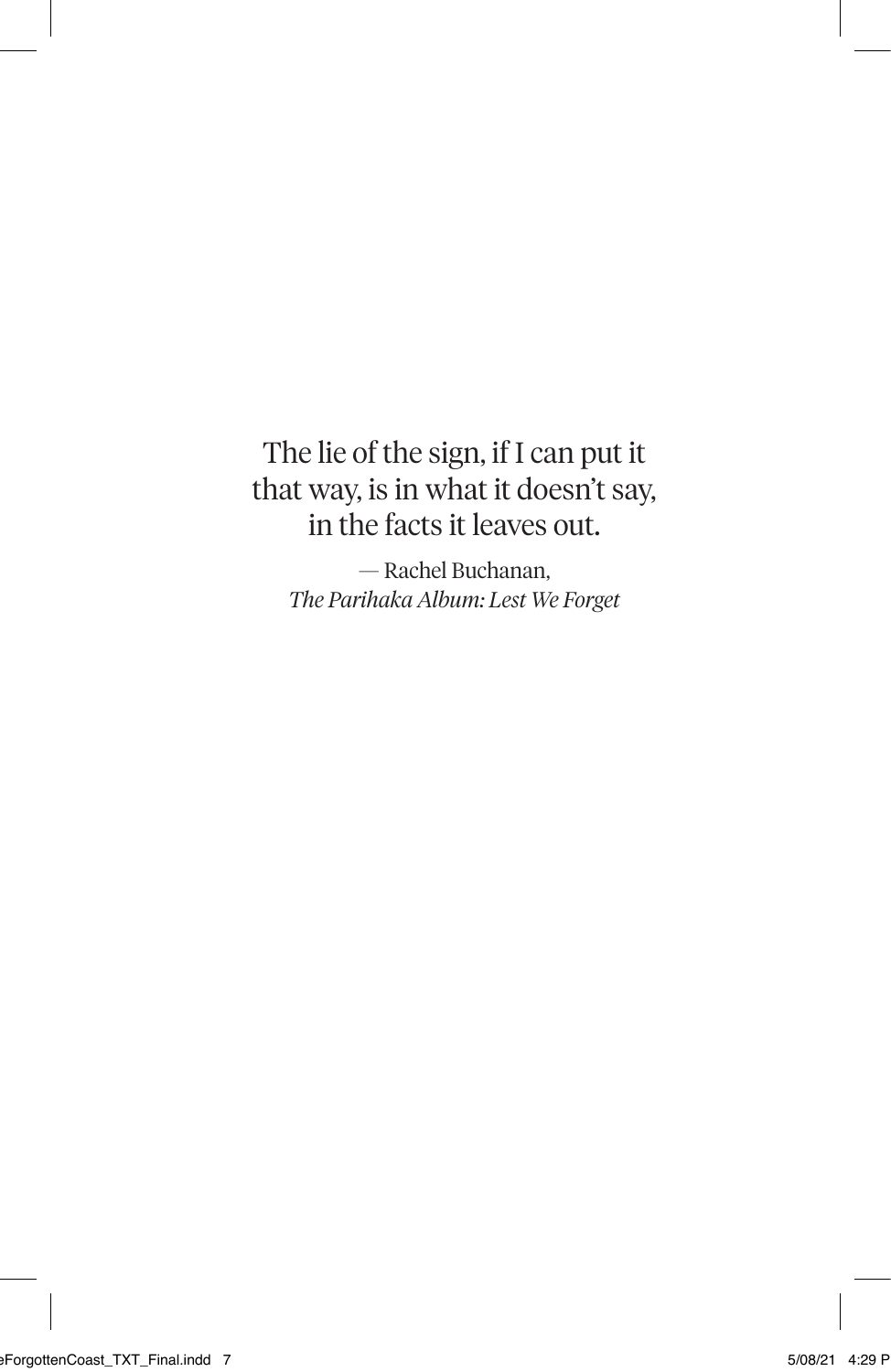The lie of the sign, if I can put it that way, is in what it doesn't say, in the facts it leaves out.

— Rachel Buchanan,
*The Parihaka Album: Lest We Forget*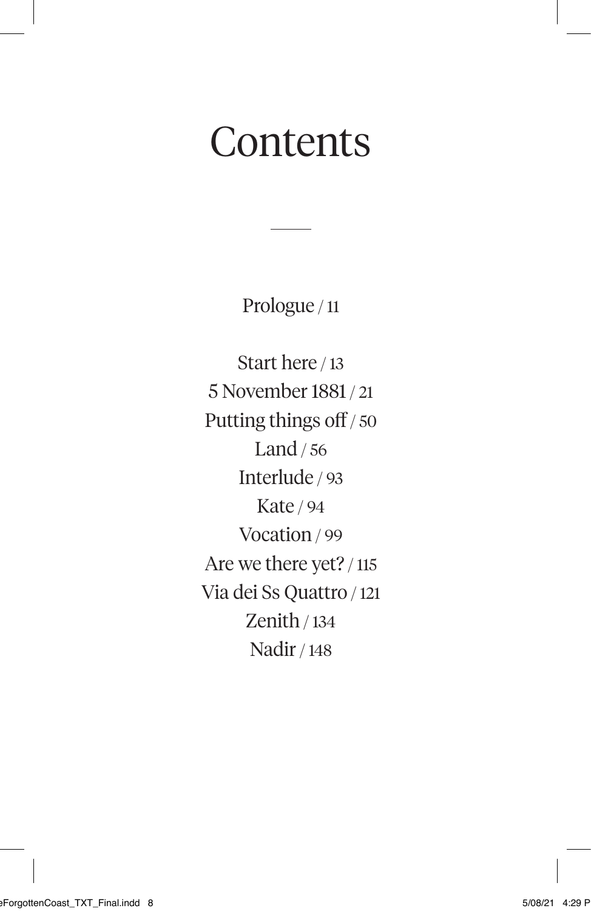# Contents

Prologue / 11

Start here / 13
5 November 1881 / 21
Putting things off / 50
Land / 56
Interlude / 93
Kate / 94
Vocation / 99
Are we there yet? / 115
Via dei Ss Quattro / 121
Zenith / 134
Nadir / 148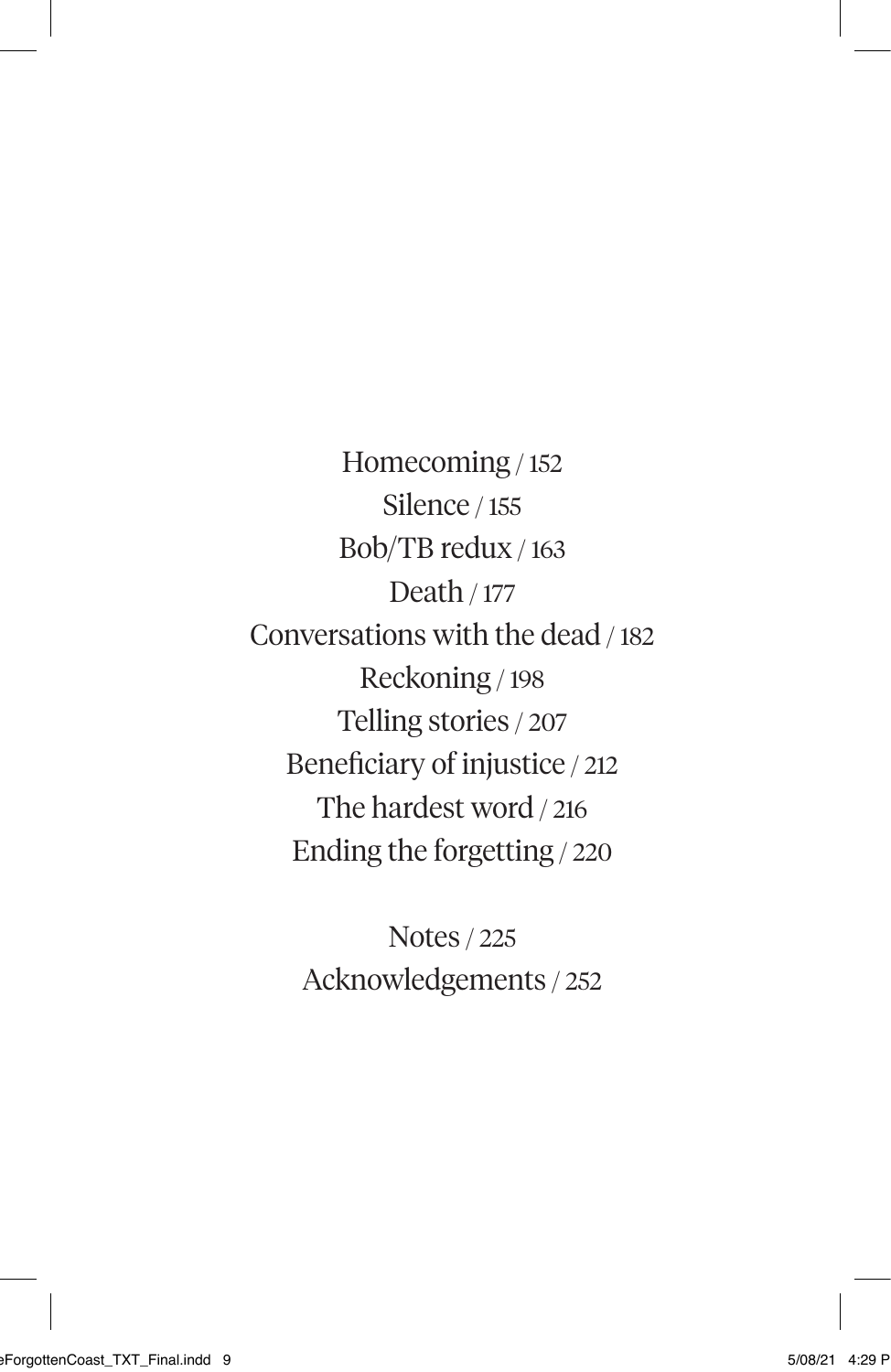Homecoming / 152

Silence / 155

Bob/TB redux / 163

Death / 177

Conversations with the dead / 182

Reckoning / 198

Telling stories / 207

Beneficiary of injustice / 212

The hardest word / 216

Ending the forgetting / 220

Notes / 225

Acknowledgements / 252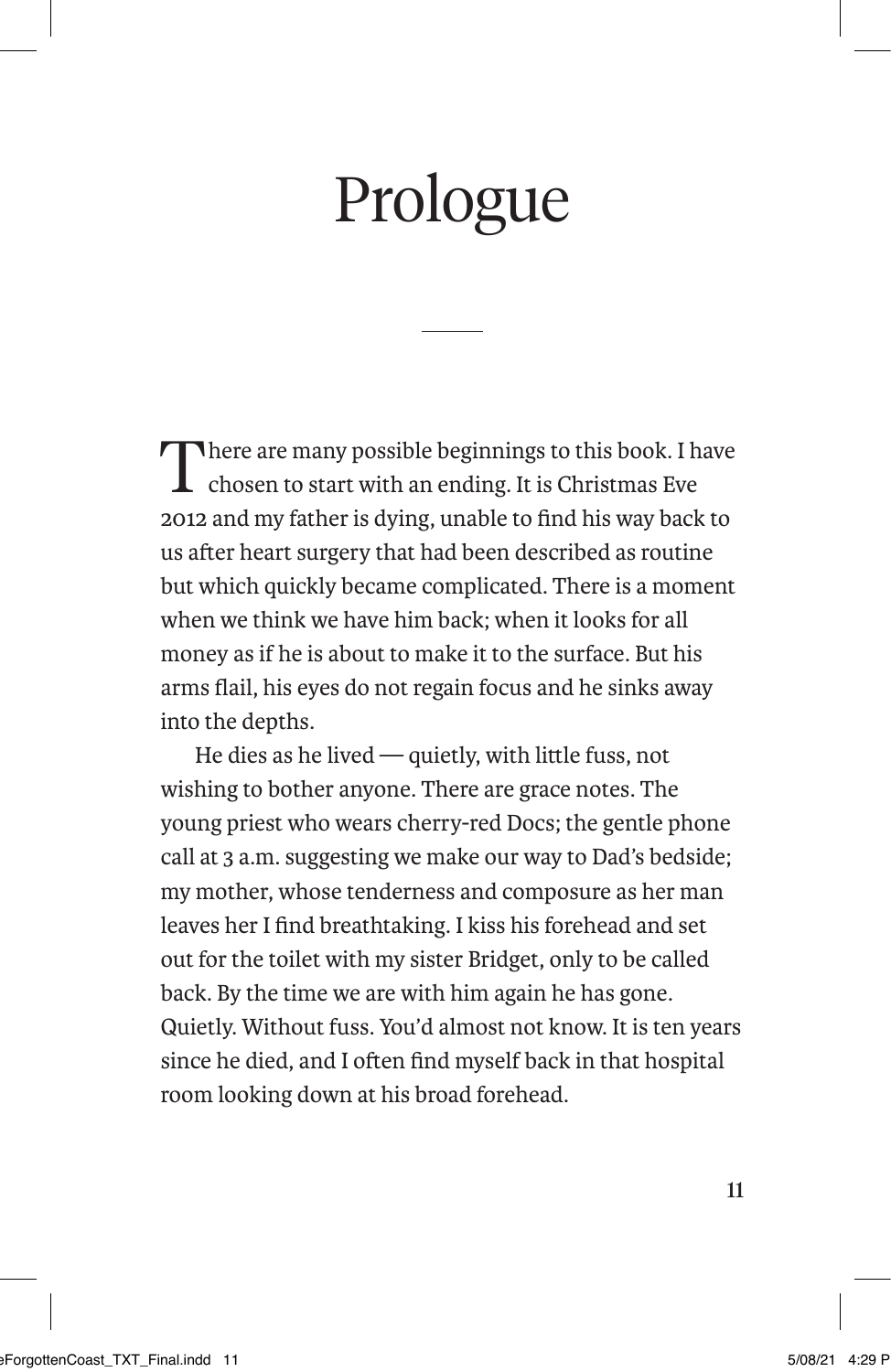# Prologue

There are many possible beginnings to this book. I have chosen to start with an ending. It is Christmas Eve 2012 and my father is dying, unable to find his way back to us after heart surgery that had been described as routine but which quickly became complicated. There is a moment when we think we have him back; when it looks for all money as if he is about to make it to the surface. But his arms flail, his eyes do not regain focus and he sinks away into the depths.

He dies as he lived — quietly, with little fuss, not wishing to bother anyone. There are grace notes. The young priest who wears cherry-red Docs; the gentle phone call at 3 a.m. suggesting we make our way to Dad's bedside; my mother, whose tenderness and composure as her man leaves her I find breathtaking. I kiss his forehead and set out for the toilet with my sister Bridget, only to be called back. By the time we are with him again he has gone. Quietly. Without fuss. You'd almost not know. It is ten years since he died, and I often find myself back in that hospital room looking down at his broad forehead.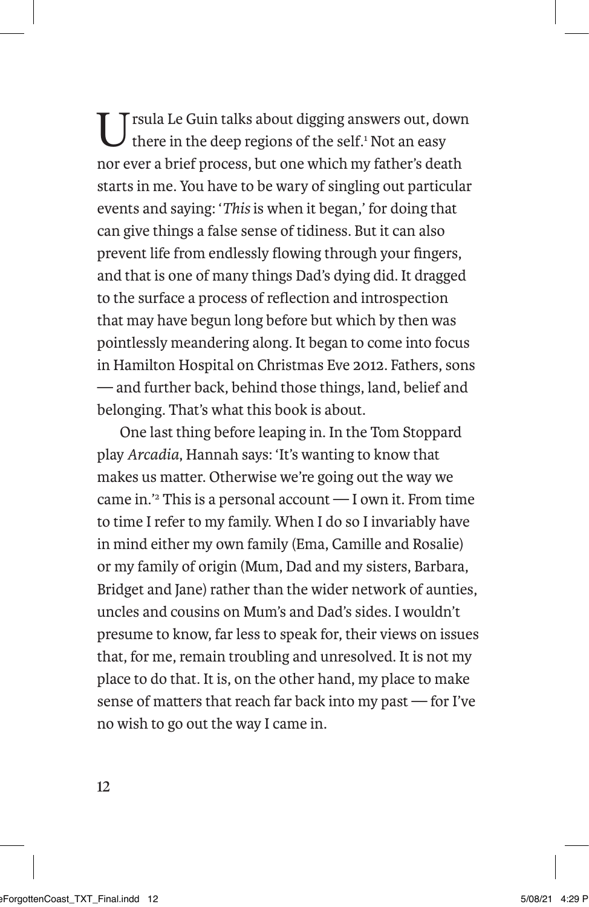Ursula Le Guin talks about digging answers out, down there in the deep regions of the self.[1] Not an easy nor ever a brief process, but one which my father's death starts in me. You have to be wary of singling out particular events and saying: '*This* is when it began,' for doing that can give things a false sense of tidiness. But it can also prevent life from endlessly flowing through your fingers, and that is one of many things Dad's dying did. It dragged to the surface a process of reflection and introspection that may have begun long before but which by then was pointlessly meandering along. It began to come into focus in Hamilton Hospital on Christmas Eve 2012. Fathers, sons — and further back, behind those things, land, belief and belonging. That's what this book is about.

One last thing before leaping in. In the Tom Stoppard play *Arcadia*, Hannah says: 'It's wanting to know that makes us matter. Otherwise we're going out the way we came in.'[2] This is a personal account — I own it. From time to time I refer to my family. When I do so I invariably have in mind either my own family (Ema, Camille and Rosalie) or my family of origin (Mum, Dad and my sisters, Barbara, Bridget and Jane) rather than the wider network of aunties, uncles and cousins on Mum's and Dad's sides. I wouldn't presume to know, far less to speak for, their views on issues that, for me, remain troubling and unresolved. It is not my place to do that. It is, on the other hand, my place to make sense of matters that reach far back into my past — for I've no wish to go out the way I came in.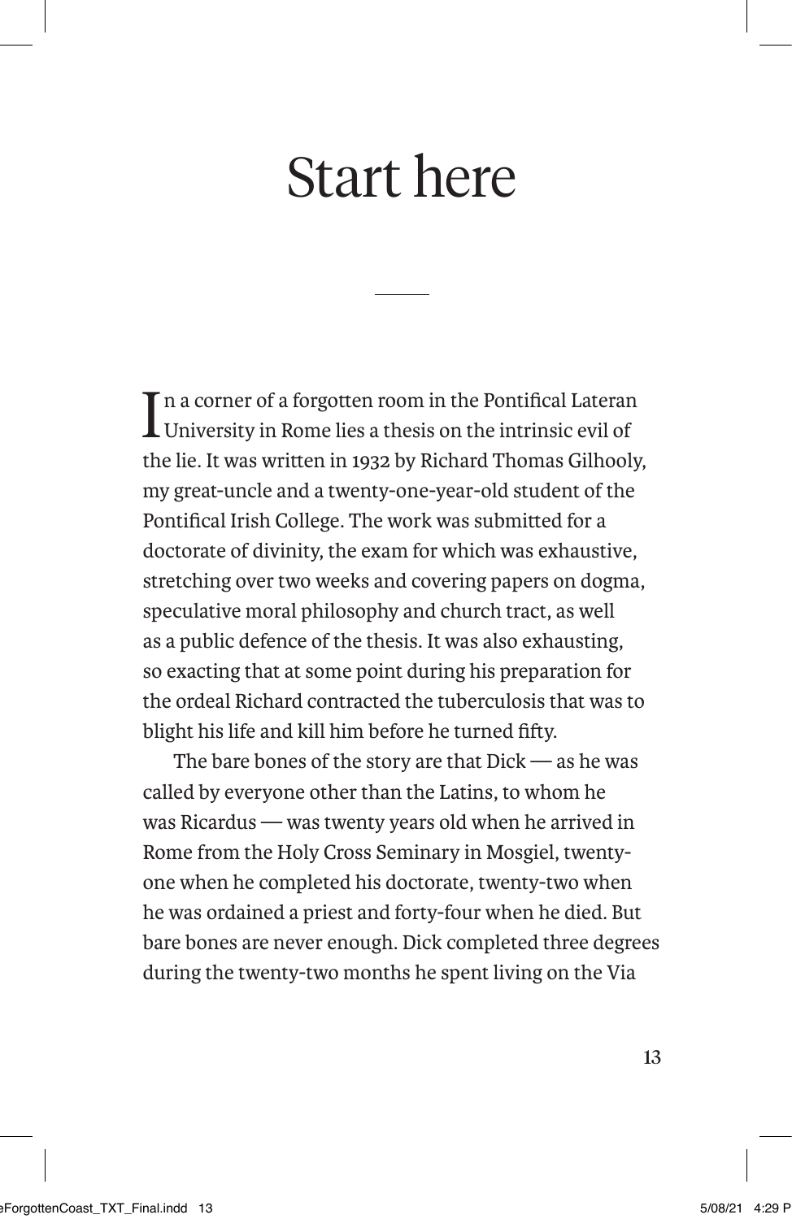# Start here

In a corner of a forgotten room in the Pontifical Lateran University in Rome lies a thesis on the intrinsic evil of the lie. It was written in 1932 by Richard Thomas Gilhooly, my great-uncle and a twenty-one-year-old student of the Pontifical Irish College. The work was submitted for a doctorate of divinity, the exam for which was exhaustive, stretching over two weeks and covering papers on dogma, speculative moral philosophy and church tract, as well as a public defence of the thesis. It was also exhausting, so exacting that at some point during his preparation for the ordeal Richard contracted the tuberculosis that was to blight his life and kill him before he turned fifty.

The bare bones of the story are that Dick — as he was called by everyone other than the Latins, to whom he was Ricardus — was twenty years old when he arrived in Rome from the Holy Cross Seminary in Mosgiel, twenty-one when he completed his doctorate, twenty-two when he was ordained a priest and forty-four when he died. But bare bones are never enough. Dick completed three degrees during the twenty-two months he spent living on the Via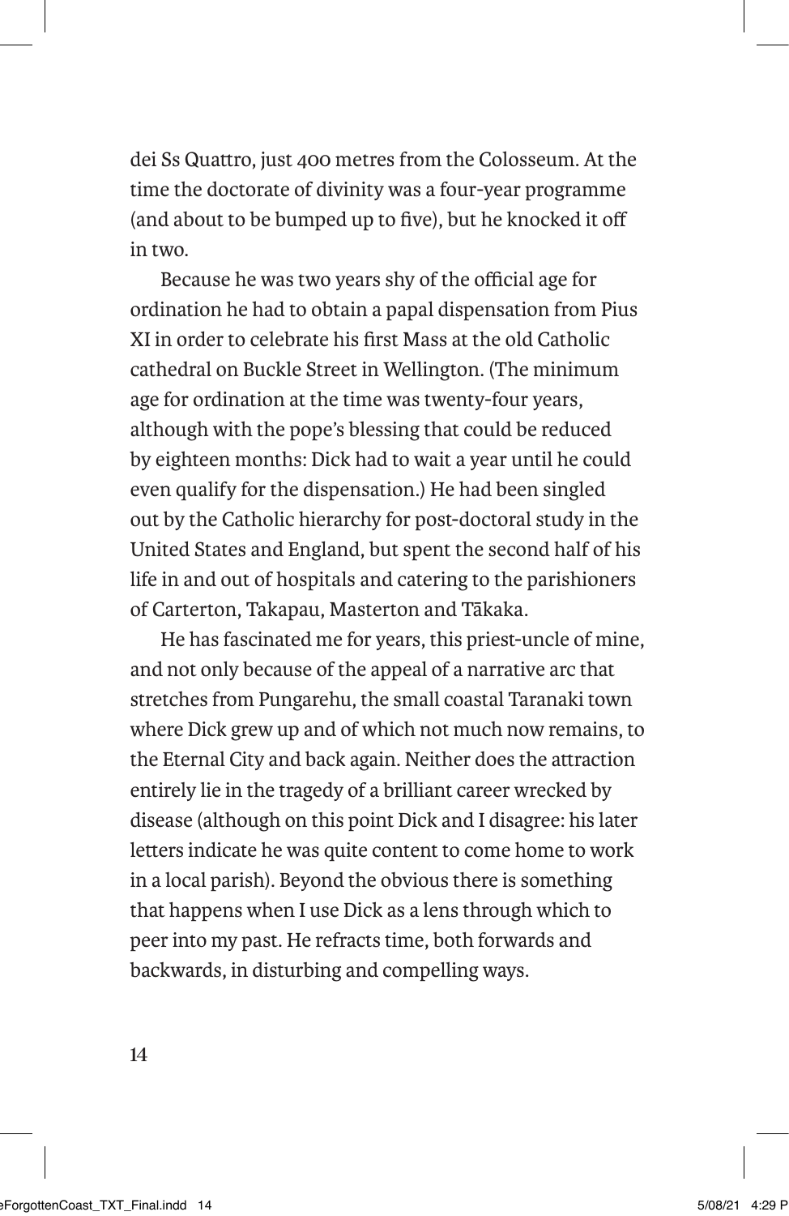dei Ss Quattro, just 400 metres from the Colosseum. At the time the doctorate of divinity was a four-year programme (and about to be bumped up to five), but he knocked it off in two.

Because he was two years shy of the official age for ordination he had to obtain a papal dispensation from Pius XI in order to celebrate his first Mass at the old Catholic cathedral on Buckle Street in Wellington. (The minimum age for ordination at the time was twenty-four years, although with the pope's blessing that could be reduced by eighteen months: Dick had to wait a year until he could even qualify for the dispensation.) He had been singled out by the Catholic hierarchy for post-doctoral study in the United States and England, but spent the second half of his life in and out of hospitals and catering to the parishioners of Carterton, Takapau, Masterton and Tākaka.

He has fascinated me for years, this priest-uncle of mine, and not only because of the appeal of a narrative arc that stretches from Pungarehu, the small coastal Taranaki town where Dick grew up and of which not much now remains, to the Eternal City and back again. Neither does the attraction entirely lie in the tragedy of a brilliant career wrecked by disease (although on this point Dick and I disagree: his later letters indicate he was quite content to come home to work in a local parish). Beyond the obvious there is something that happens when I use Dick as a lens through which to peer into my past. He refracts time, both forwards and backwards, in disturbing and compelling ways.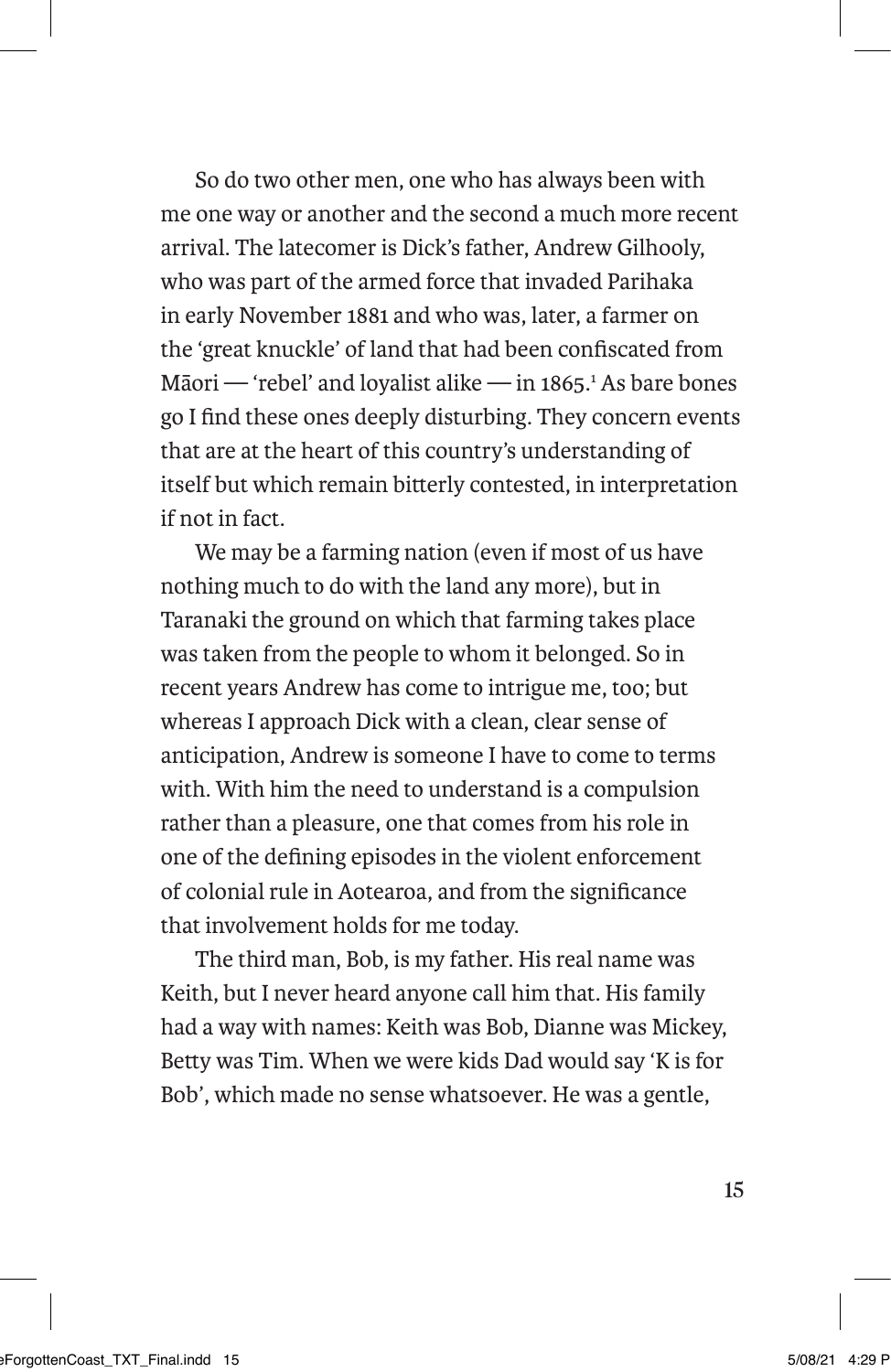So do two other men, one who has always been with me one way or another and the second a much more recent arrival. The latecomer is Dick's father, Andrew Gilhooly, who was part of the armed force that invaded Parihaka in early November 1881 and who was, later, a farmer on the 'great knuckle' of land that had been confiscated from Māori — 'rebel' and loyalist alike — in 1865.[1] As bare bones go I find these ones deeply disturbing. They concern events that are at the heart of this country's understanding of itself but which remain bitterly contested, in interpretation if not in fact.

We may be a farming nation (even if most of us have nothing much to do with the land any more), but in Taranaki the ground on which that farming takes place was taken from the people to whom it belonged. So in recent years Andrew has come to intrigue me, too; but whereas I approach Dick with a clean, clear sense of anticipation, Andrew is someone I have to come to terms with. With him the need to understand is a compulsion rather than a pleasure, one that comes from his role in one of the defining episodes in the violent enforcement of colonial rule in Aotearoa, and from the significance that involvement holds for me today.

The third man, Bob, is my father. His real name was Keith, but I never heard anyone call him that. His family had a way with names: Keith was Bob, Dianne was Mickey, Betty was Tim. When we were kids Dad would say 'K is for Bob', which made no sense whatsoever. He was a gentle,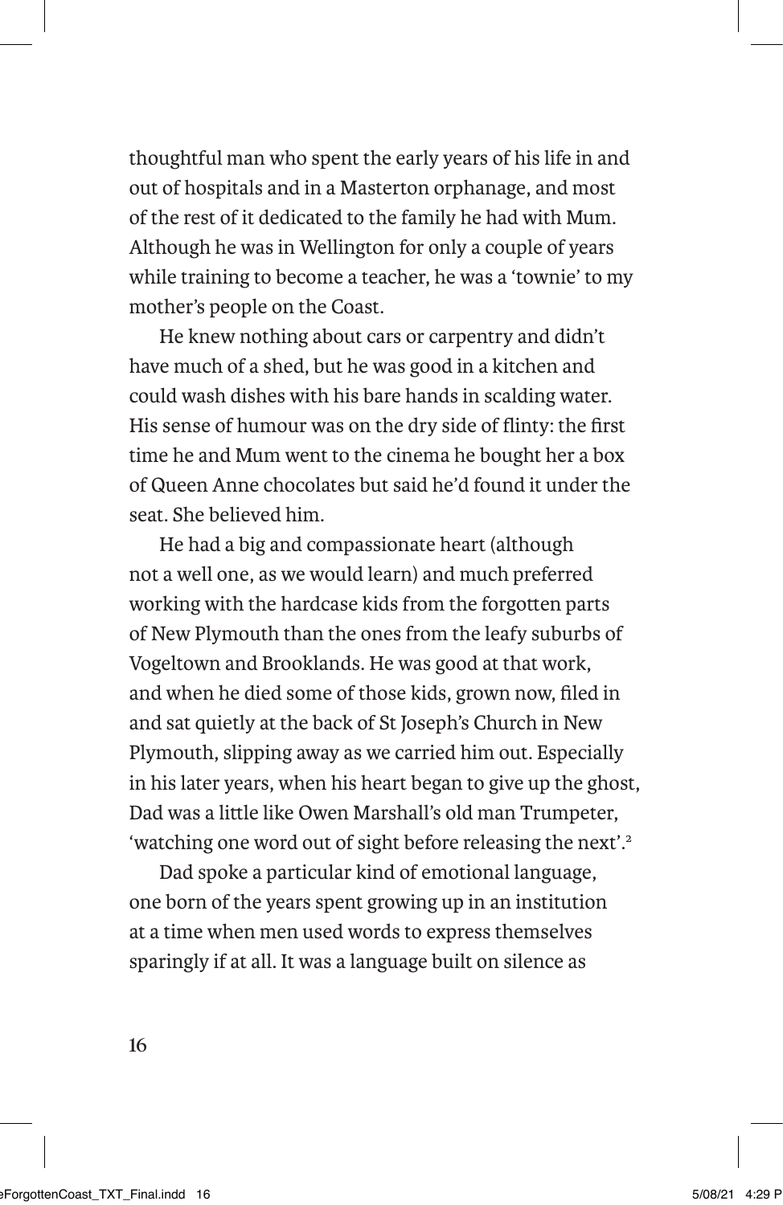thoughtful man who spent the early years of his life in and out of hospitals and in a Masterton orphanage, and most of the rest of it dedicated to the family he had with Mum. Although he was in Wellington for only a couple of years while training to become a teacher, he was a 'townie' to my mother's people on the Coast.

He knew nothing about cars or carpentry and didn't have much of a shed, but he was good in a kitchen and could wash dishes with his bare hands in scalding water. His sense of humour was on the dry side of flinty: the first time he and Mum went to the cinema he bought her a box of Queen Anne chocolates but said he'd found it under the seat. She believed him.

He had a big and compassionate heart (although not a well one, as we would learn) and much preferred working with the hardcase kids from the forgotten parts of New Plymouth than the ones from the leafy suburbs of Vogeltown and Brooklands. He was good at that work, and when he died some of those kids, grown now, filed in and sat quietly at the back of St Joseph's Church in New Plymouth, slipping away as we carried him out. Especially in his later years, when his heart began to give up the ghost, Dad was a little like Owen Marshall's old man Trumpeter, 'watching one word out of sight before releasing the next'.[2]

Dad spoke a particular kind of emotional language, one born of the years spent growing up in an institution at a time when men used words to express themselves sparingly if at all. It was a language built on silence as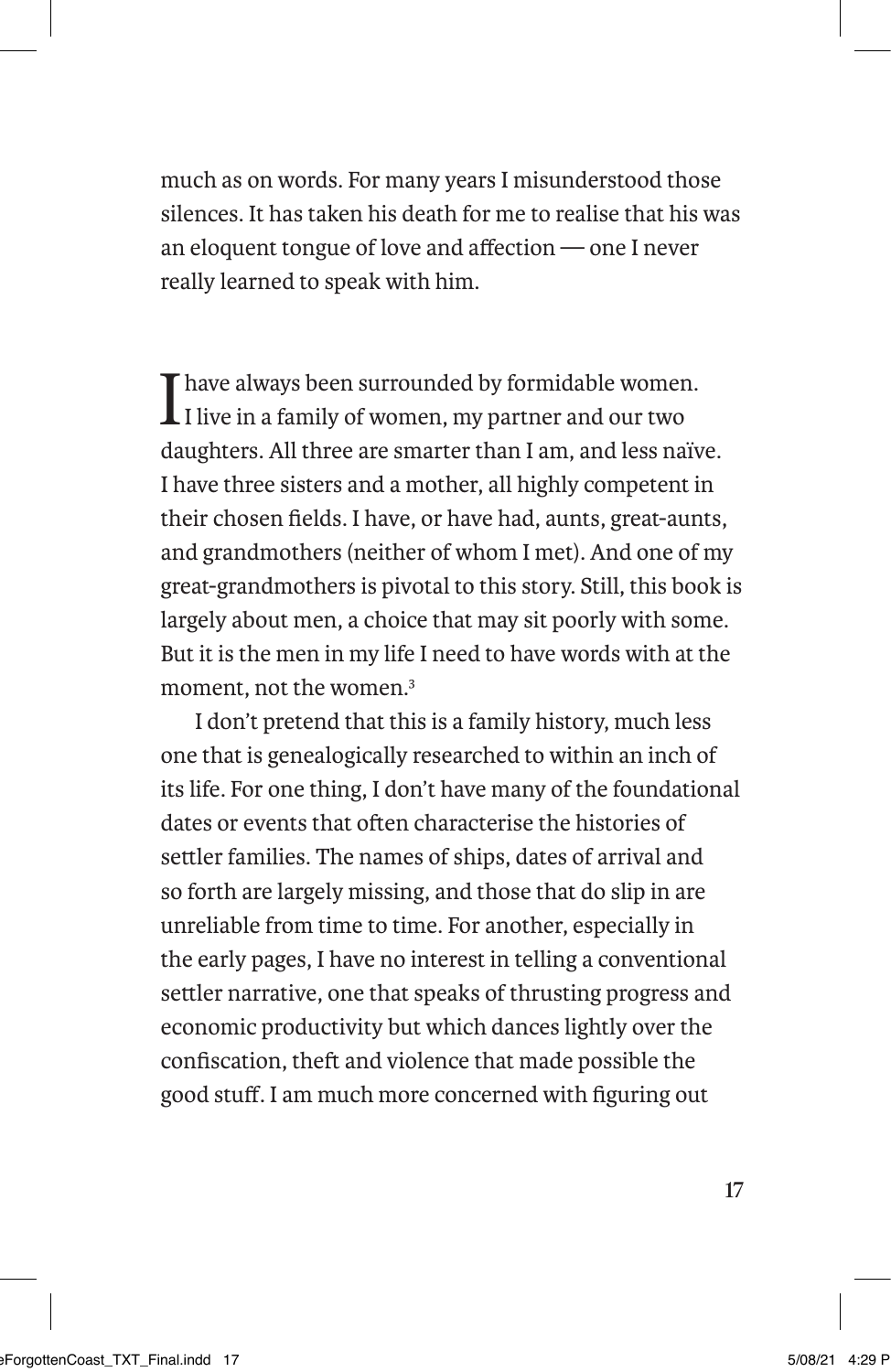much as on words. For many years I misunderstood those silences. It has taken his death for me to realise that his was an eloquent tongue of love and affection — one I never really learned to speak with him.

I have always been surrounded by formidable women. I live in a family of women, my partner and our two daughters. All three are smarter than I am, and less naïve. I have three sisters and a mother, all highly competent in their chosen fields. I have, or have had, aunts, great-aunts, and grandmothers (neither of whom I met). And one of my great-grandmothers is pivotal to this story. Still, this book is largely about men, a choice that may sit poorly with some. But it is the men in my life I need to have words with at the moment, not the women.[3]

I don't pretend that this is a family history, much less one that is genealogically researched to within an inch of its life. For one thing, I don't have many of the foundational dates or events that often characterise the histories of settler families. The names of ships, dates of arrival and so forth are largely missing, and those that do slip in are unreliable from time to time. For another, especially in the early pages, I have no interest in telling a conventional settler narrative, one that speaks of thrusting progress and economic productivity but which dances lightly over the confiscation, theft and violence that made possible the good stuff. I am much more concerned with figuring out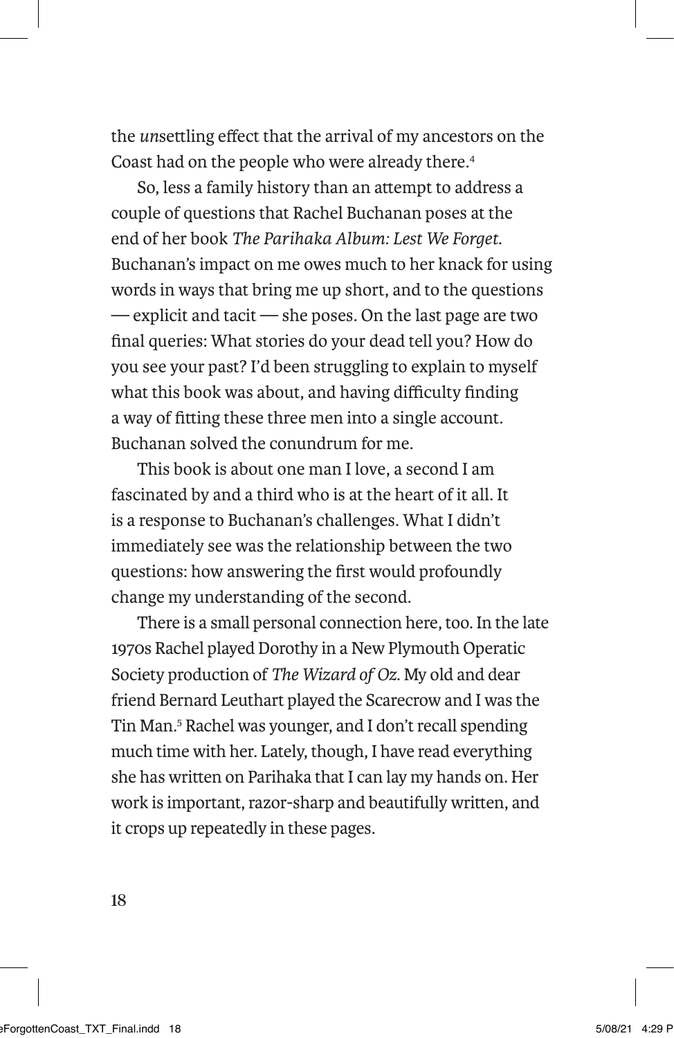the *un*settling effect that the arrival of my ancestors on the Coast had on the people who were already there.[4]

So, less a family history than an attempt to address a couple of questions that Rachel Buchanan poses at the end of her book *The Parihaka Album: Lest We Forget*. Buchanan's impact on me owes much to her knack for using words in ways that bring me up short, and to the questions — explicit and tacit — she poses. On the last page are two final queries: What stories do your dead tell you? How do you see your past? I'd been struggling to explain to myself what this book was about, and having difficulty finding a way of fitting these three men into a single account. Buchanan solved the conundrum for me.

This book is about one man I love, a second I am fascinated by and a third who is at the heart of it all. It is a response to Buchanan's challenges. What I didn't immediately see was the relationship between the two questions: how answering the first would profoundly change my understanding of the second.

There is a small personal connection here, too. In the late 1970s Rachel played Dorothy in a New Plymouth Operatic Society production of *The Wizard of Oz*. My old and dear friend Bernard Leuthart played the Scarecrow and I was the Tin Man.[5] Rachel was younger, and I don't recall spending much time with her. Lately, though, I have read everything she has written on Parihaka that I can lay my hands on. Her work is important, razor-sharp and beautifully written, and it crops up repeatedly in these pages.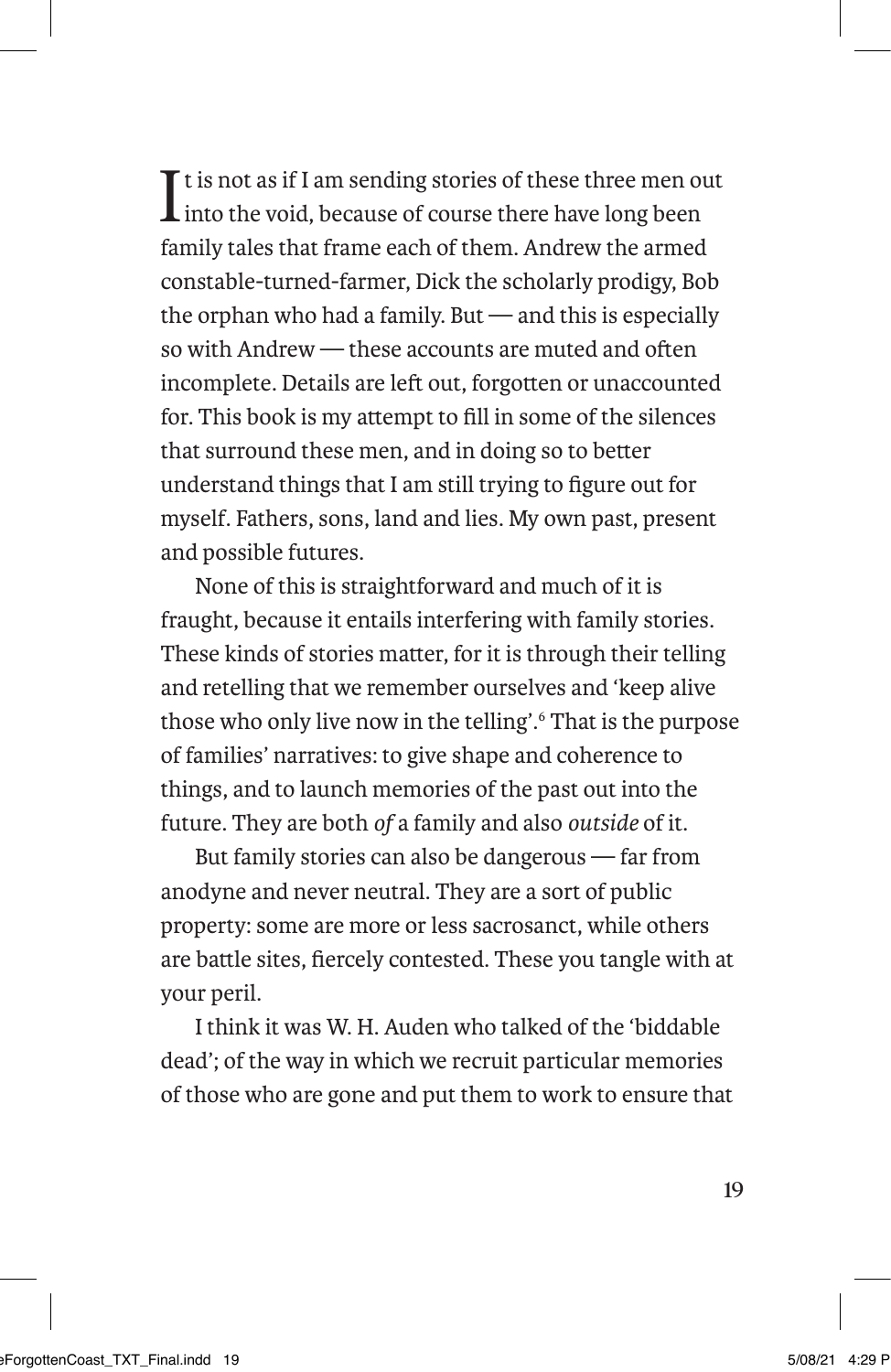It is not as if I am sending stories of these three men out into the void, because of course there have long been family tales that frame each of them. Andrew the armed constable-turned-farmer, Dick the scholarly prodigy, Bob the orphan who had a family. But — and this is especially so with Andrew — these accounts are muted and often incomplete. Details are left out, forgotten or unaccounted for. This book is my attempt to fill in some of the silences that surround these men, and in doing so to better understand things that I am still trying to figure out for myself. Fathers, sons, land and lies. My own past, present and possible futures.

None of this is straightforward and much of it is fraught, because it entails interfering with family stories. These kinds of stories matter, for it is through their telling and retelling that we remember ourselves and 'keep alive those who only live now in the telling'.[6] That is the purpose of families' narratives: to give shape and coherence to things, and to launch memories of the past out into the future. They are both *of* a family and also *outside* of it.

But family stories can also be dangerous — far from anodyne and never neutral. They are a sort of public property: some are more or less sacrosanct, while others are battle sites, fiercely contested. These you tangle with at your peril.

I think it was W. H. Auden who talked of the 'biddable dead'; of the way in which we recruit particular memories of those who are gone and put them to work to ensure that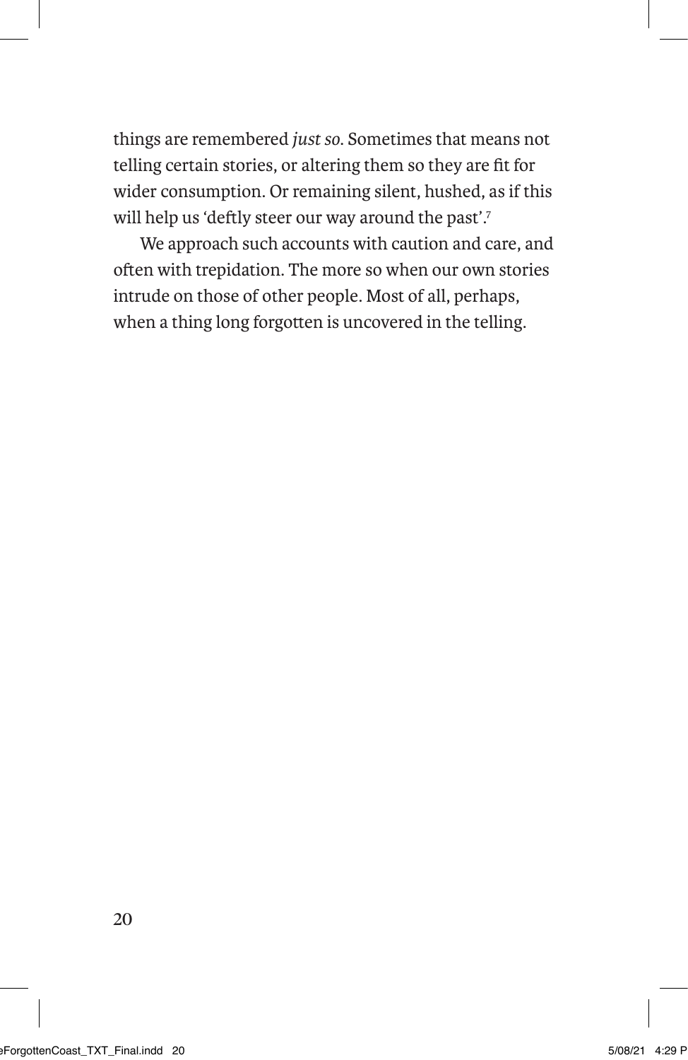things are remembered *just so*. Sometimes that means not telling certain stories, or altering them so they are fit for wider consumption. Or remaining silent, hushed, as if this will help us 'deftly steer our way around the past'.[7]

We approach such accounts with caution and care, and often with trepidation. The more so when our own stories intrude on those of other people. Most of all, perhaps, when a thing long forgotten is uncovered in the telling.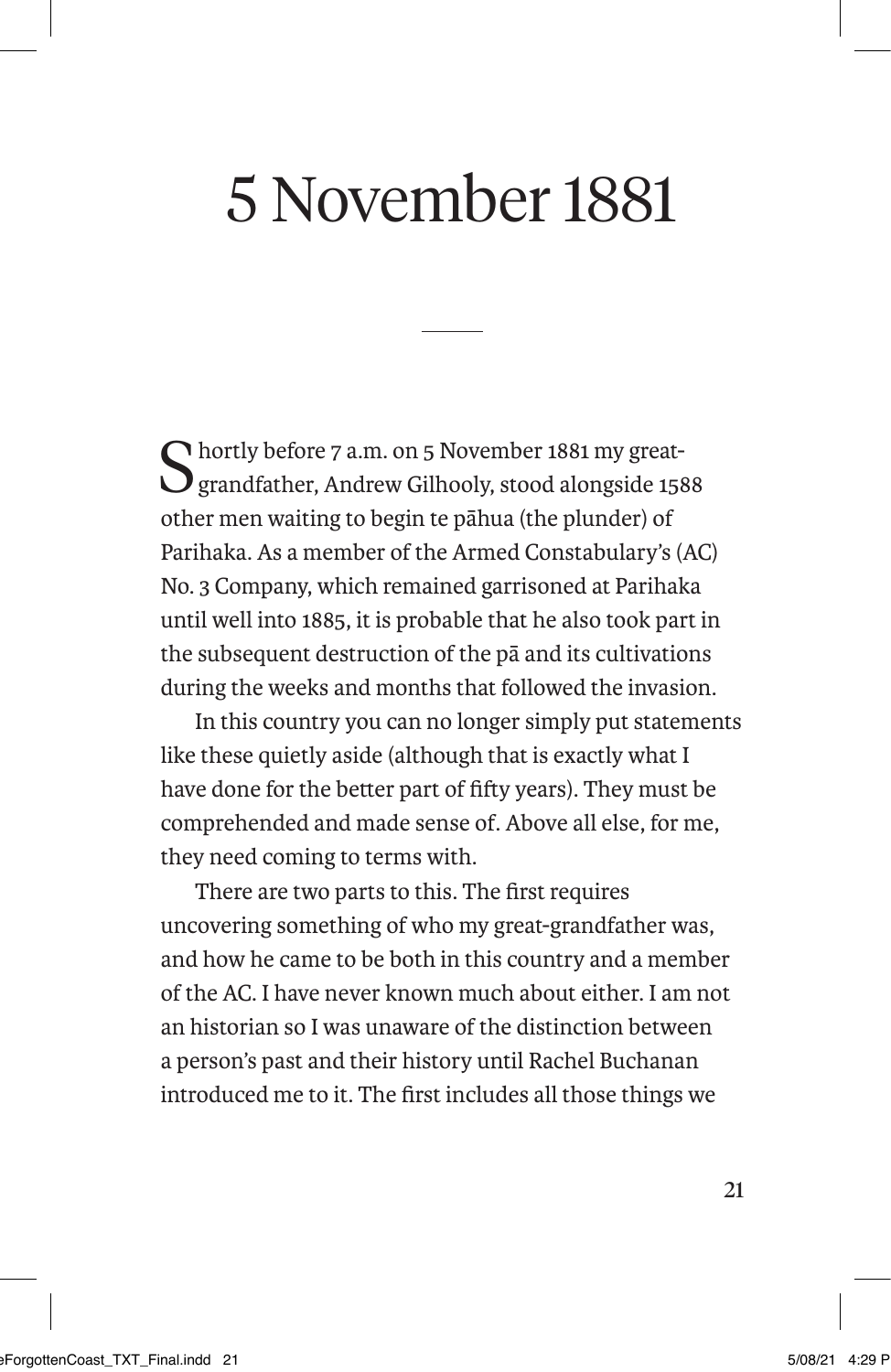# 5 November 1881

Shortly before 7 a.m. on 5 November 1881 my great-grandfather, Andrew Gilhooly, stood alongside 1588 other men waiting to begin te pāhua (the plunder) of Parihaka. As a member of the Armed Constabulary's (AC) No. 3 Company, which remained garrisoned at Parihaka until well into 1885, it is probable that he also took part in the subsequent destruction of the pā and its cultivations during the weeks and months that followed the invasion.

In this country you can no longer simply put statements like these quietly aside (although that is exactly what I have done for the better part of fifty years). They must be comprehended and made sense of. Above all else, for me, they need coming to terms with.

There are two parts to this. The first requires uncovering something of who my great-grandfather was, and how he came to be both in this country and a member of the AC. I have never known much about either. I am not an historian so I was unaware of the distinction between a person's past and their history until Rachel Buchanan introduced me to it. The first includes all those things we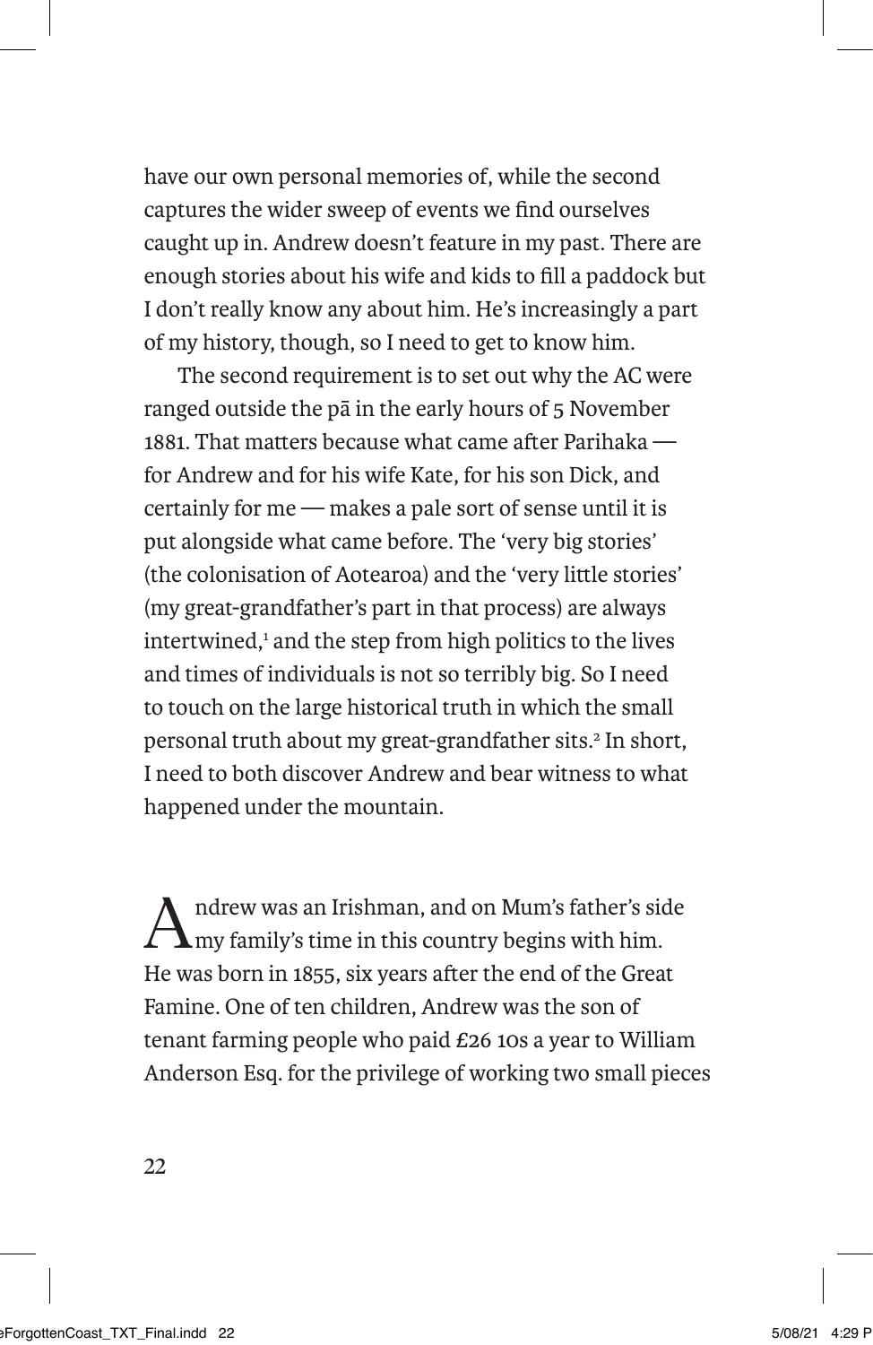have our own personal memories of, while the second captures the wider sweep of events we find ourselves caught up in. Andrew doesn't feature in my past. There are enough stories about his wife and kids to fill a paddock but I don't really know any about him. He's increasingly a part of my history, though, so I need to get to know him.

The second requirement is to set out why the AC were ranged outside the pā in the early hours of 5 November 1881. That matters because what came after Parihaka — for Andrew and for his wife Kate, for his son Dick, and certainly for me — makes a pale sort of sense until it is put alongside what came before. The 'very big stories' (the colonisation of Aotearoa) and the 'very little stories' (my great-grandfather's part in that process) are always intertwined,[1] and the step from high politics to the lives and times of individuals is not so terribly big. So I need to touch on the large historical truth in which the small personal truth about my great-grandfather sits.[2] In short, I need to both discover Andrew and bear witness to what happened under the mountain.

Andrew was an Irishman, and on Mum's father's side my family's time in this country begins with him. He was born in 1855, six years after the end of the Great Famine. One of ten children, Andrew was the son of tenant farming people who paid £26 10s a year to William Anderson Esq. for the privilege of working two small pieces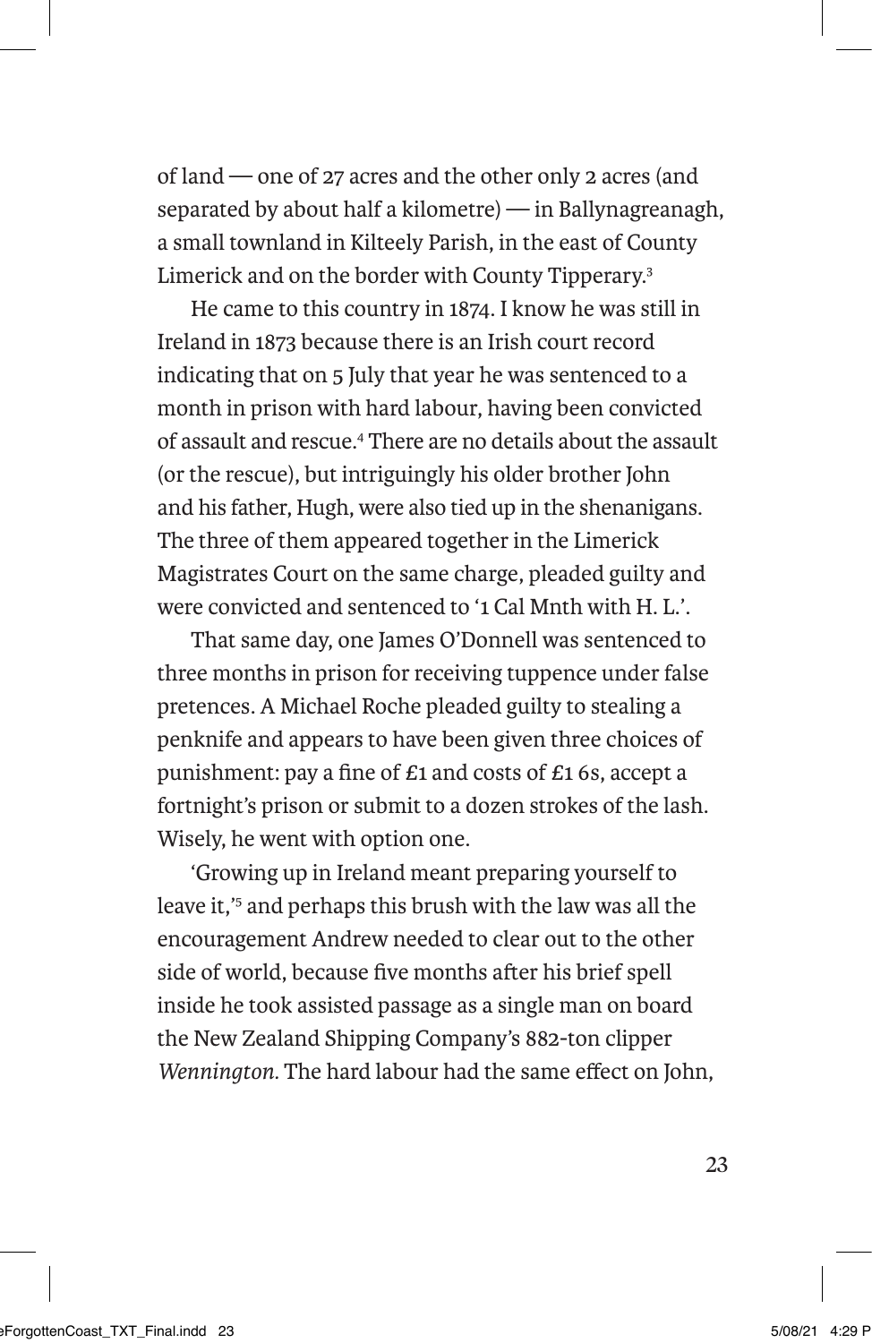of land — one of 27 acres and the other only 2 acres (and separated by about half a kilometre) — in Ballynagreanagh, a small townland in Kilteely Parish, in the east of County Limerick and on the border with County Tipperary.[3]

He came to this country in 1874. I know he was still in Ireland in 1873 because there is an Irish court record indicating that on 5 July that year he was sentenced to a month in prison with hard labour, having been convicted of assault and rescue.[4] There are no details about the assault (or the rescue), but intriguingly his older brother John and his father, Hugh, were also tied up in the shenanigans. The three of them appeared together in the Limerick Magistrates Court on the same charge, pleaded guilty and were convicted and sentenced to '1 Cal Mnth with H. L.'.

That same day, one James O'Donnell was sentenced to three months in prison for receiving tuppence under false pretences. A Michael Roche pleaded guilty to stealing a penknife and appears to have been given three choices of punishment: pay a fine of £1 and costs of £1 6s, accept a fortnight's prison or submit to a dozen strokes of the lash. Wisely, he went with option one.

'Growing up in Ireland meant preparing yourself to leave it,'[5] and perhaps this brush with the law was all the encouragement Andrew needed to clear out to the other side of world, because five months after his brief spell inside he took assisted passage as a single man on board the New Zealand Shipping Company's 882-ton clipper *Wennington*. The hard labour had the same effect on John,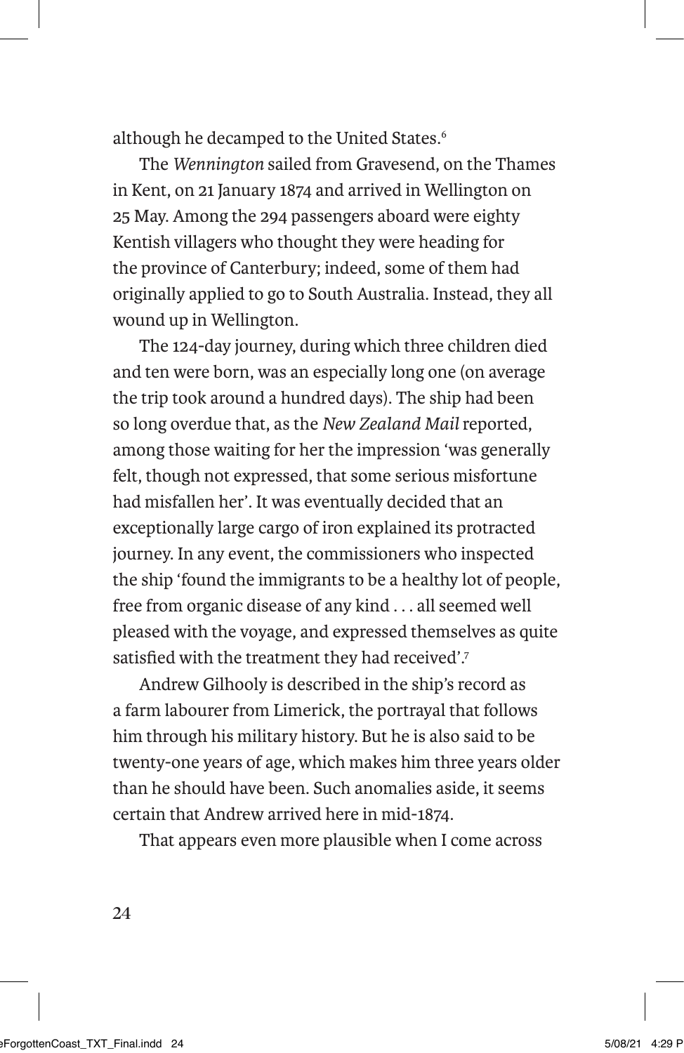although he decamped to the United States.[6]

The *Wennington* sailed from Gravesend, on the Thames in Kent, on 21 January 1874 and arrived in Wellington on 25 May. Among the 294 passengers aboard were eighty Kentish villagers who thought they were heading for the province of Canterbury; indeed, some of them had originally applied to go to South Australia. Instead, they all wound up in Wellington.

The 124-day journey, during which three children died and ten were born, was an especially long one (on average the trip took around a hundred days). The ship had been so long overdue that, as the *New Zealand Mail* reported, among those waiting for her the impression 'was generally felt, though not expressed, that some serious misfortune had misfallen her'. It was eventually decided that an exceptionally large cargo of iron explained its protracted journey. In any event, the commissioners who inspected the ship 'found the immigrants to be a healthy lot of people, free from organic disease of any kind . . . all seemed well pleased with the voyage, and expressed themselves as quite satisfied with the treatment they had received'.[7]

Andrew Gilhooly is described in the ship's record as a farm labourer from Limerick, the portrayal that follows him through his military history. But he is also said to be twenty-one years of age, which makes him three years older than he should have been. Such anomalies aside, it seems certain that Andrew arrived here in mid-1874.

That appears even more plausible when I come across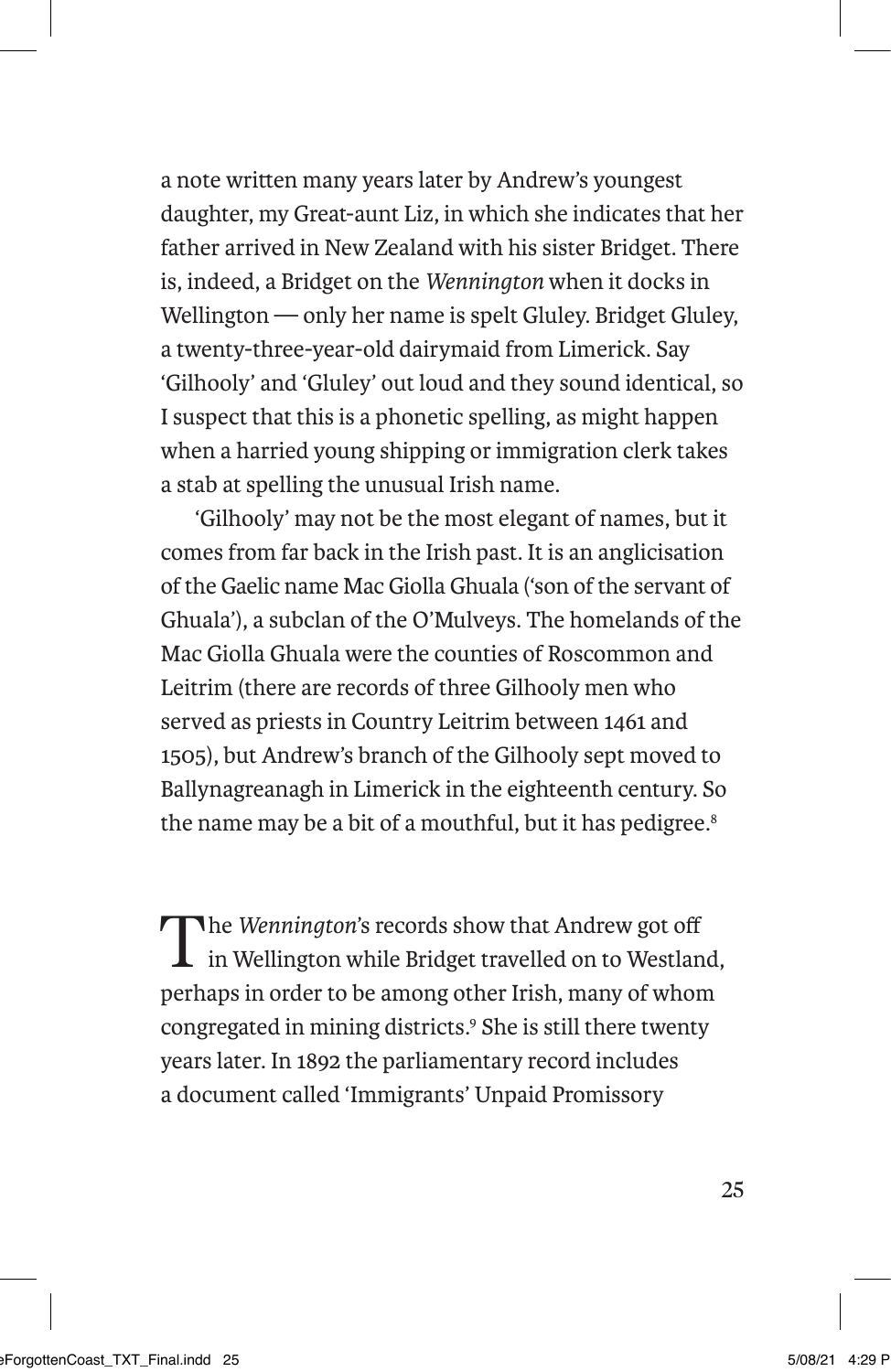a note written many years later by Andrew's youngest daughter, my Great-aunt Liz, in which she indicates that her father arrived in New Zealand with his sister Bridget. There is, indeed, a Bridget on the *Wennington* when it docks in Wellington — only her name is spelt Gluley. Bridget Gluley, a twenty-three-year-old dairymaid from Limerick. Say 'Gilhooly' and 'Gluley' out loud and they sound identical, so I suspect that this is a phonetic spelling, as might happen when a harried young shipping or immigration clerk takes a stab at spelling the unusual Irish name.

'Gilhooly' may not be the most elegant of names, but it comes from far back in the Irish past. It is an anglicisation of the Gaelic name Mac Giolla Ghuala ('son of the servant of Ghuala'), a subclan of the O'Mulveys. The homelands of the Mac Giolla Ghuala were the counties of Roscommon and Leitrim (there are records of three Gilhooly men who served as priests in Country Leitrim between 1461 and 1505), but Andrew's branch of the Gilhooly sept moved to Ballynagreanagh in Limerick in the eighteenth century. So the name may be a bit of a mouthful, but it has pedigree.[8]

The *Wennington*'s records show that Andrew got off in Wellington while Bridget travelled on to Westland, perhaps in order to be among other Irish, many of whom congregated in mining districts.[9] She is still there twenty years later. In 1892 the parliamentary record includes a document called 'Immigrants' Unpaid Promissory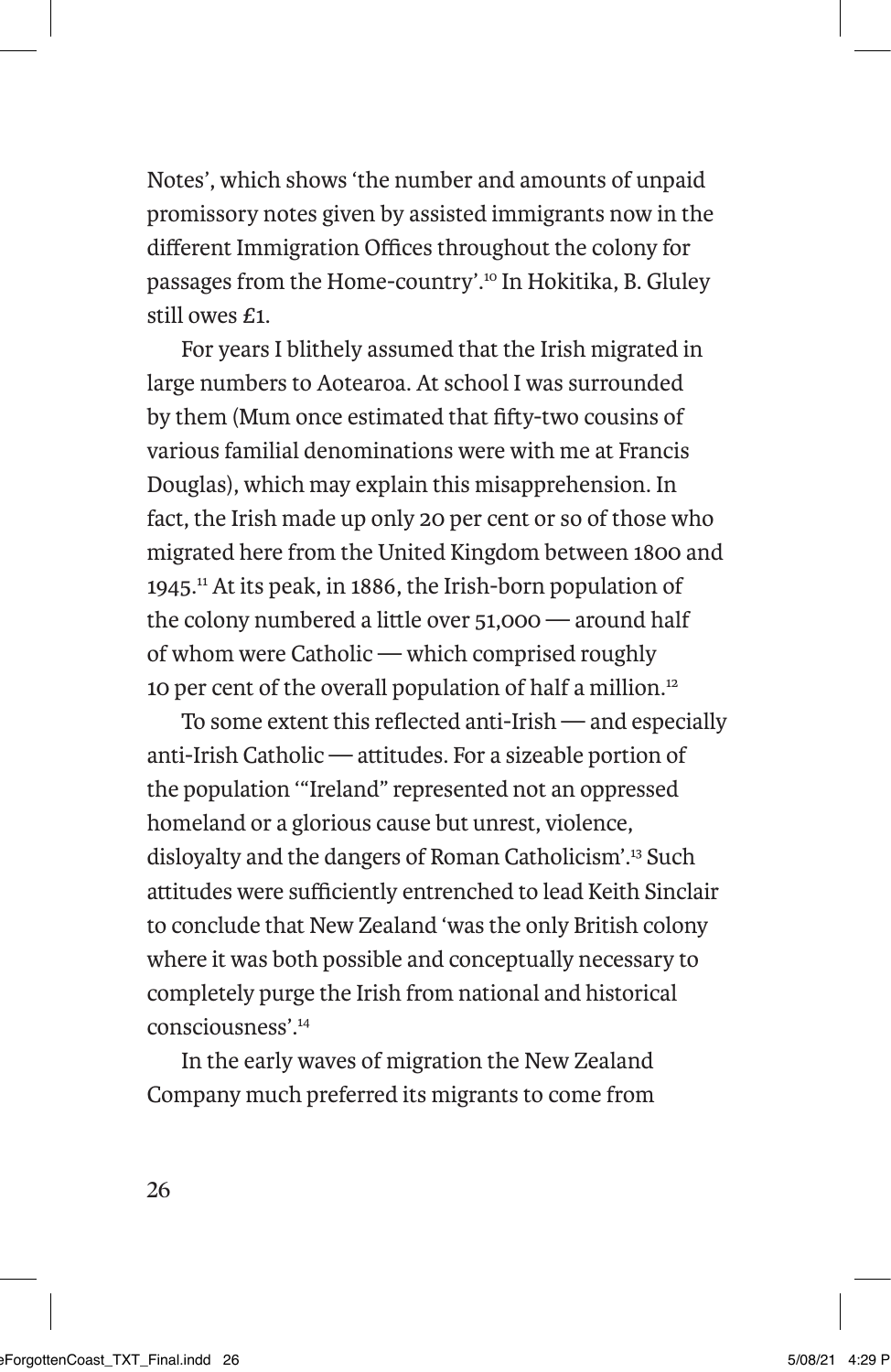Notes', which shows 'the number and amounts of unpaid promissory notes given by assisted immigrants now in the different Immigration Offices throughout the colony for passages from the Home-country'.[10] In Hokitika, B. Gluley still owes £1.

For years I blithely assumed that the Irish migrated in large numbers to Aotearoa. At school I was surrounded by them (Mum once estimated that fifty-two cousins of various familial denominations were with me at Francis Douglas), which may explain this misapprehension. In fact, the Irish made up only 20 per cent or so of those who migrated here from the United Kingdom between 1800 and 1945.[11] At its peak, in 1886, the Irish-born population of the colony numbered a little over 51,000 — around half of whom were Catholic — which comprised roughly 10 per cent of the overall population of half a million.[12]

To some extent this reflected anti-Irish — and especially anti-Irish Catholic — attitudes. For a sizeable portion of the population '"Ireland" represented not an oppressed homeland or a glorious cause but unrest, violence, disloyalty and the dangers of Roman Catholicism'.[13] Such attitudes were sufficiently entrenched to lead Keith Sinclair to conclude that New Zealand 'was the only British colony where it was both possible and conceptually necessary to completely purge the Irish from national and historical consciousness'.[14]

In the early waves of migration the New Zealand Company much preferred its migrants to come from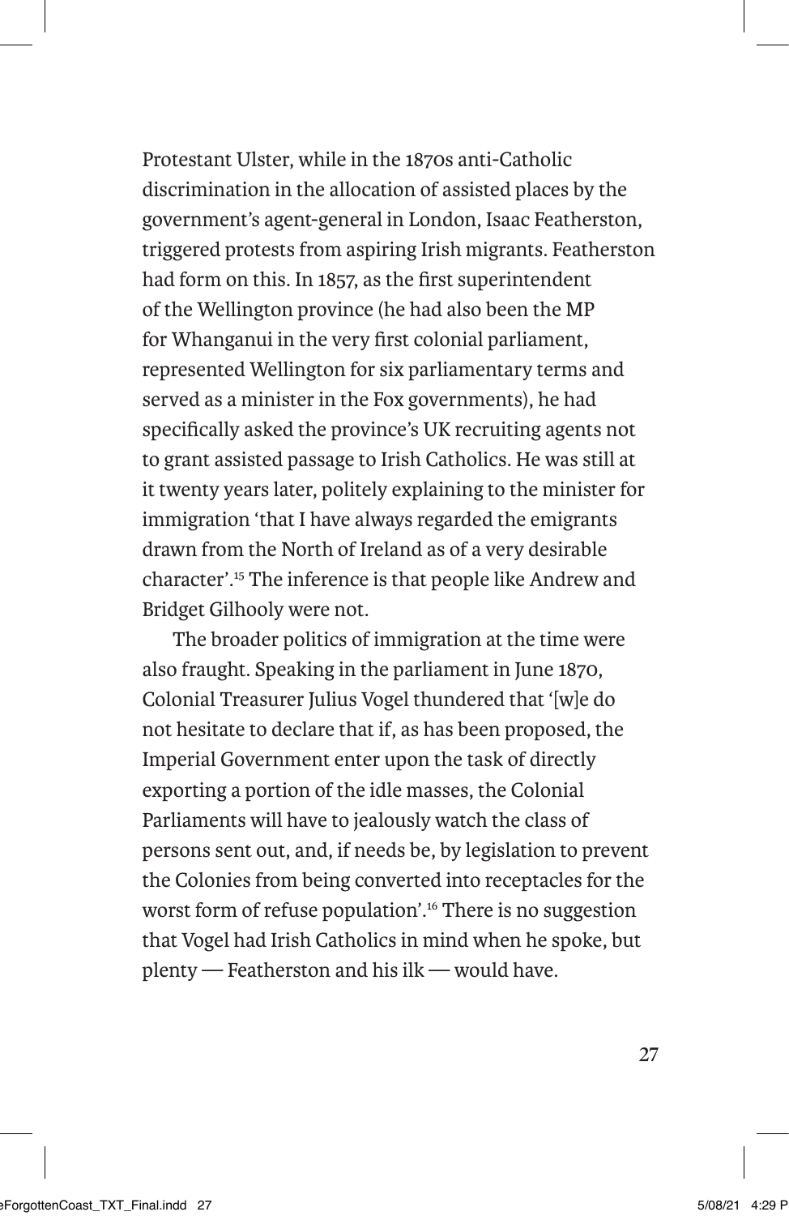Protestant Ulster, while in the 1870s anti-Catholic discrimination in the allocation of assisted places by the government's agent-general in London, Isaac Featherston, triggered protests from aspiring Irish migrants. Featherston had form on this. In 1857, as the first superintendent of the Wellington province (he had also been the MP for Whanganui in the very first colonial parliament, represented Wellington for six parliamentary terms and served as a minister in the Fox governments), he had specifically asked the province's UK recruiting agents not to grant assisted passage to Irish Catholics. He was still at it twenty years later, politely explaining to the minister for immigration 'that I have always regarded the emigrants drawn from the North of Ireland as of a very desirable character'.[15] The inference is that people like Andrew and Bridget Gilhooly were not.

The broader politics of immigration at the time were also fraught. Speaking in the parliament in June 1870, Colonial Treasurer Julius Vogel thundered that '[w]e do not hesitate to declare that if, as has been proposed, the Imperial Government enter upon the task of directly exporting a portion of the idle masses, the Colonial Parliaments will have to jealously watch the class of persons sent out, and, if needs be, by legislation to prevent the Colonies from being converted into receptacles for the worst form of refuse population'.[16] There is no suggestion that Vogel had Irish Catholics in mind when he spoke, but plenty — Featherston and his ilk — would have.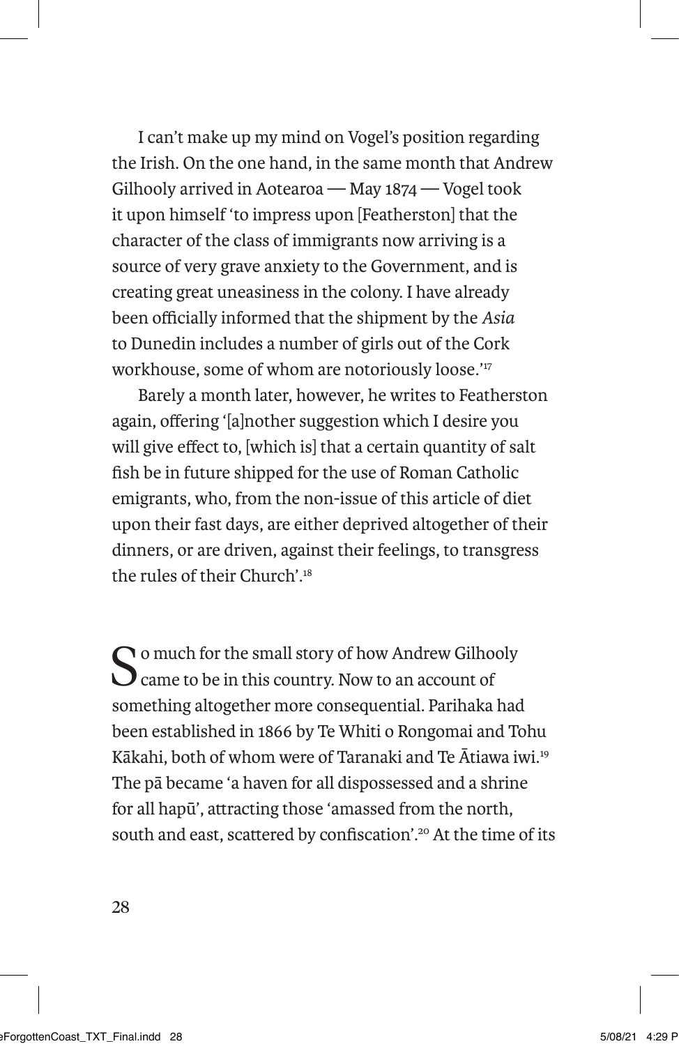I can't make up my mind on Vogel's position regarding the Irish. On the one hand, in the same month that Andrew Gilhooly arrived in Aotearoa — May 1874 — Vogel took it upon himself 'to impress upon [Featherston] that the character of the class of immigrants now arriving is a source of very grave anxiety to the Government, and is creating great uneasiness in the colony. I have already been officially informed that the shipment by the *Asia* to Dunedin includes a number of girls out of the Cork workhouse, some of whom are notoriously loose.'[17]

Barely a month later, however, he writes to Featherston again, offering '[a]nother suggestion which I desire you will give effect to, [which is] that a certain quantity of salt fish be in future shipped for the use of Roman Catholic emigrants, who, from the non-issue of this article of diet upon their fast days, are either deprived altogether of their dinners, or are driven, against their feelings, to transgress the rules of their Church'.[18]

So much for the small story of how Andrew Gilhooly came to be in this country. Now to an account of something altogether more consequential. Parihaka had been established in 1866 by Te Whiti o Rongomai and Tohu Kākahi, both of whom were of Taranaki and Te Ātiawa iwi.[19] The pā became 'a haven for all dispossessed and a shrine for all hapū', attracting those 'amassed from the north, south and east, scattered by confiscation'.[20] At the time of its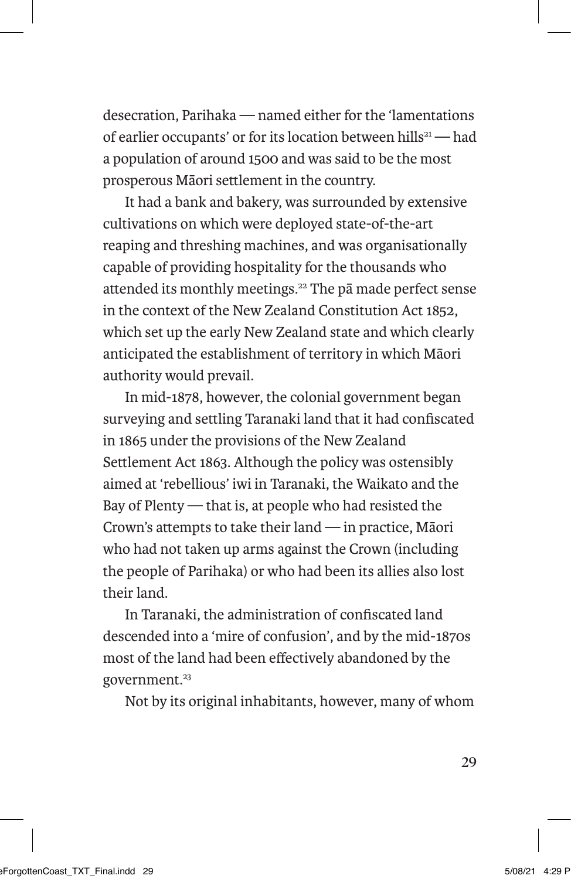desecration, Parihaka — named either for the 'lamentations of earlier occupants' or for its location between hills[21] — had a population of around 1500 and was said to be the most prosperous Māori settlement in the country.

It had a bank and bakery, was surrounded by extensive cultivations on which were deployed state-of-the-art reaping and threshing machines, and was organisationally capable of providing hospitality for the thousands who attended its monthly meetings.[22] The pā made perfect sense in the context of the New Zealand Constitution Act 1852, which set up the early New Zealand state and which clearly anticipated the establishment of territory in which Māori authority would prevail.

In mid-1878, however, the colonial government began surveying and settling Taranaki land that it had confiscated in 1865 under the provisions of the New Zealand Settlement Act 1863. Although the policy was ostensibly aimed at 'rebellious' iwi in Taranaki, the Waikato and the Bay of Plenty — that is, at people who had resisted the Crown's attempts to take their land — in practice, Māori who had not taken up arms against the Crown (including the people of Parihaka) or who had been its allies also lost their land.

In Taranaki, the administration of confiscated land descended into a 'mire of confusion', and by the mid-1870s most of the land had been effectively abandoned by the government.[23]

Not by its original inhabitants, however, many of whom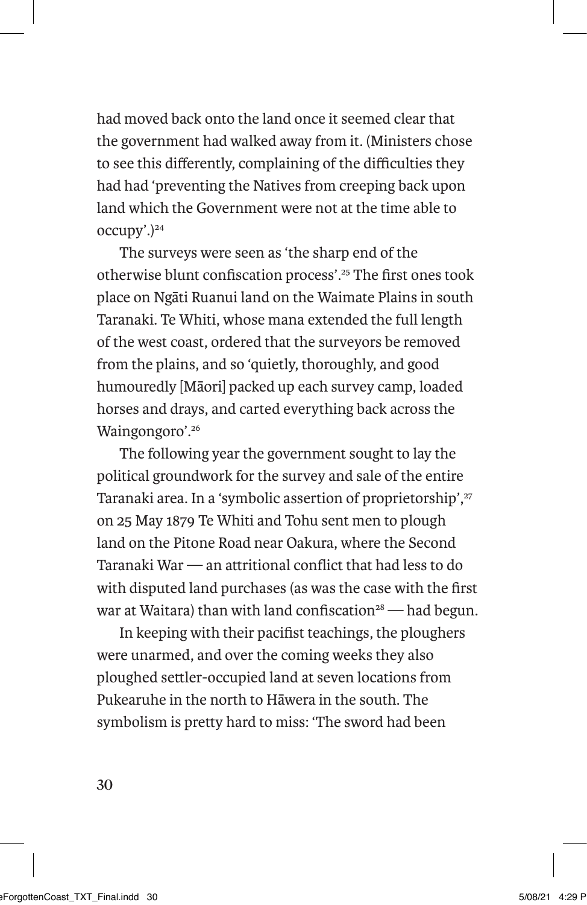had moved back onto the land once it seemed clear that the government had walked away from it. (Ministers chose to see this differently, complaining of the difficulties they had had 'preventing the Natives from creeping back upon land which the Government were not at the time able to occupy'.)[24]

The surveys were seen as 'the sharp end of the otherwise blunt confiscation process'.[25] The first ones took place on Ngāti Ruanui land on the Waimate Plains in south Taranaki. Te Whiti, whose mana extended the full length of the west coast, ordered that the surveyors be removed from the plains, and so 'quietly, thoroughly, and good humouredly [Māori] packed up each survey camp, loaded horses and drays, and carted everything back across the Waingongoro'.[26]

The following year the government sought to lay the political groundwork for the survey and sale of the entire Taranaki area. In a 'symbolic assertion of proprietorship',[27] on 25 May 1879 Te Whiti and Tohu sent men to plough land on the Pitone Road near Oakura, where the Second Taranaki War — an attritional conflict that had less to do with disputed land purchases (as was the case with the first war at Waitara) than with land confiscation[28] — had begun.

In keeping with their pacifist teachings, the ploughers were unarmed, and over the coming weeks they also ploughed settler-occupied land at seven locations from Pukearuhe in the north to Hāwera in the south. The symbolism is pretty hard to miss: 'The sword had been